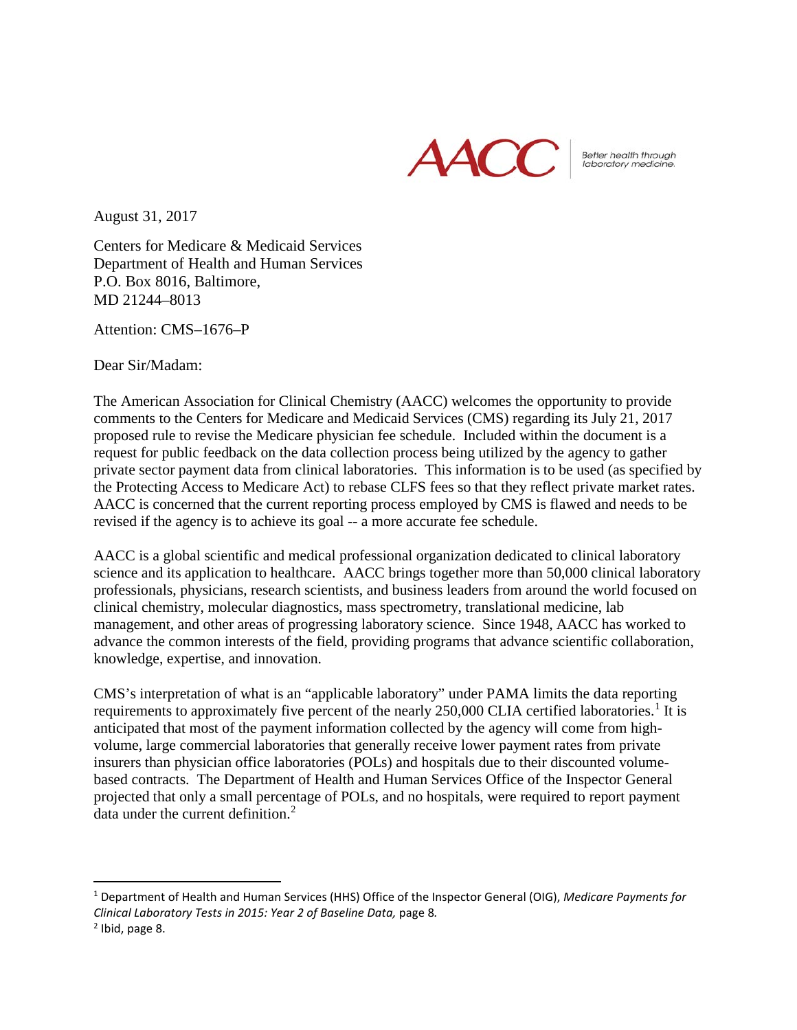AACC Better health through laboratory medicine.

August 31, 2017

Centers for Medicare & Medicaid Services
Department of Health and Human Services
P.O. Box 8016, Baltimore,
MD 21244–8013

Attention: CMS–1676–P

Dear Sir/Madam:

The American Association for Clinical Chemistry (AACC) welcomes the opportunity to provide comments to the Centers for Medicare and Medicaid Services (CMS) regarding its July 21, 2017 proposed rule to revise the Medicare physician fee schedule. Included within the document is a request for public feedback on the data collection process being utilized by the agency to gather private sector payment data from clinical laboratories. This information is to be used (as specified by the Protecting Access to Medicare Act) to rebase CLFS fees so that they reflect private market rates. AACC is concerned that the current reporting process employed by CMS is flawed and needs to be revised if the agency is to achieve its goal -- a more accurate fee schedule.

AACC is a global scientific and medical professional organization dedicated to clinical laboratory science and its application to healthcare. AACC brings together more than 50,000 clinical laboratory professionals, physicians, research scientists, and business leaders from around the world focused on clinical chemistry, molecular diagnostics, mass spectrometry, translational medicine, lab management, and other areas of progressing laboratory science. Since 1948, AACC has worked to advance the common interests of the field, providing programs that advance scientific collaboration, knowledge, expertise, and innovation.

CMS's interpretation of what is an "applicable laboratory" under PAMA limits the data reporting requirements to approximately five percent of the nearly 250,000 CLIA certified laboratories.[1] It is anticipated that most of the payment information collected by the agency will come from high-volume, large commercial laboratories that generally receive lower payment rates from private insurers than physician office laboratories (POLs) and hospitals due to their discounted volume-based contracts. The Department of Health and Human Services Office of the Inspector General projected that only a small percentage of POLs, and no hospitals, were required to report payment data under the current definition.[2]

---

[1] Department of Health and Human Services (HHS) Office of the Inspector General (OIG), *Medicare Payments for Clinical Laboratory Tests in 2015: Year 2 of Baseline Data,* page 8.

[2] Ibid, page 8.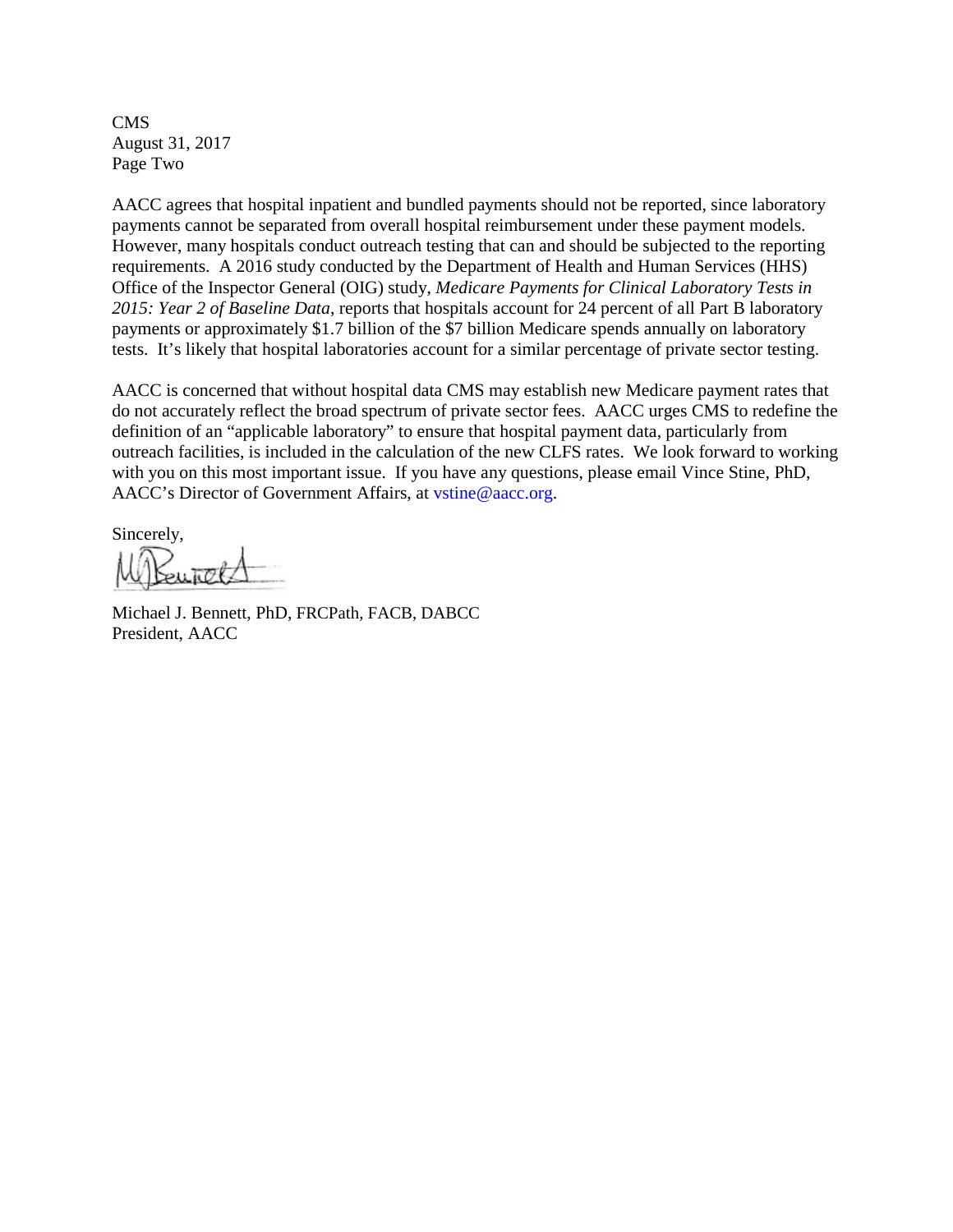AACC agrees that hospital inpatient and bundled payments should not be reported, since laboratory payments cannot be separated from overall hospital reimbursement under these payment models. However, many hospitals conduct outreach testing that can and should be subjected to the reporting requirements. A 2016 study conducted by the Department of Health and Human Services (HHS) Office of the Inspector General (OIG) study, *Medicare Payments for Clinical Laboratory Tests in 2015: Year 2 of Baseline Data*, reports that hospitals account for 24 percent of all Part B laboratory payments or approximately $1.7 billion of the $7 billion Medicare spends annually on laboratory tests. It's likely that hospital laboratories account for a similar percentage of private sector testing.

AACC is concerned that without hospital data CMS may establish new Medicare payment rates that do not accurately reflect the broad spectrum of private sector fees. AACC urges CMS to redefine the definition of an "applicable laboratory" to ensure that hospital payment data, particularly from outreach facilities, is included in the calculation of the new CLFS rates. We look forward to working with you on this most important issue. If you have any questions, please email Vince Stine, PhD, AACC's Director of Government Affairs, at vstine@aacc.org.

Sincerely,

Michael J. Bennett, PhD, FRCPath, FACB, DABCC
President, AACC